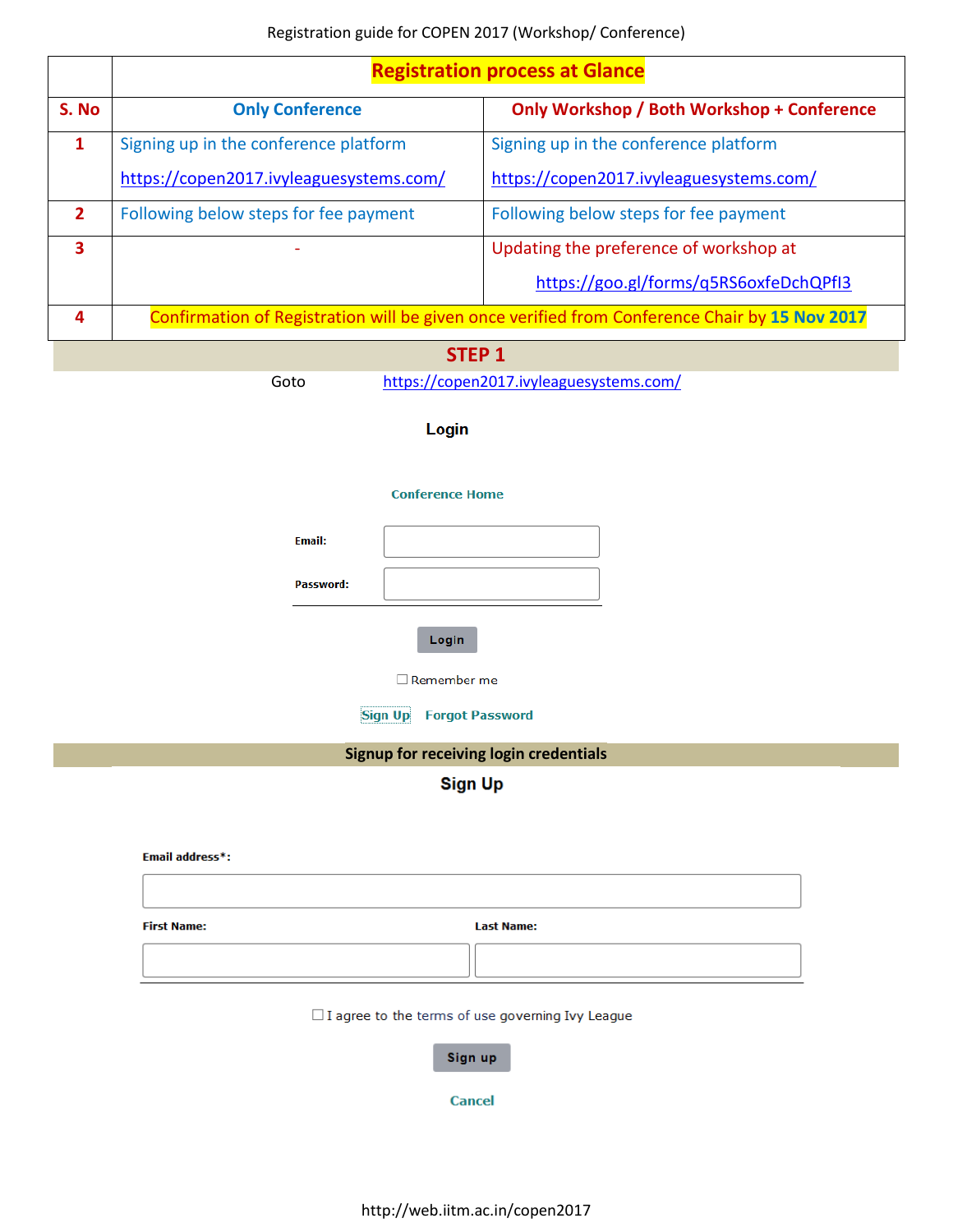Registration guide for COPEN 2017 (Workshop/ Conference)

| | Registration process at Glance | |
|---|---|---|
| **S. No** | **Only Conference** | **Only Workshop / Both Workshop + Conference** |
| **1** | Signing up in the conference platform https://copen2017.ivyleaguesystems.com/ | Signing up in the conference platform https://copen2017.ivyleaguesystems.com/ |
| **2** | Following below steps for fee payment | Following below steps for fee payment |
| **3** | - | Updating the preference of workshop at https://goo.gl/forms/q5RS6oxfeDchQPfl3 |
| **4** | Confirmation of Registration will be given once verified from Conference Chair by **15 Nov 2017** | |

## STEP 1

Goto https://copen2017.ivyleaguesystems.com/

**Login**

Conference Home

Email:

Password:

Login

☐ Remember me

Sign Up Forgot Password

**Signup for receiving login credentials**

**Sign Up**

Email address*:

First Name: Last Name:

☐ I agree to the terms of use governing Ivy League

Sign up

Cancel

http://web.iitm.ac.in/copen2017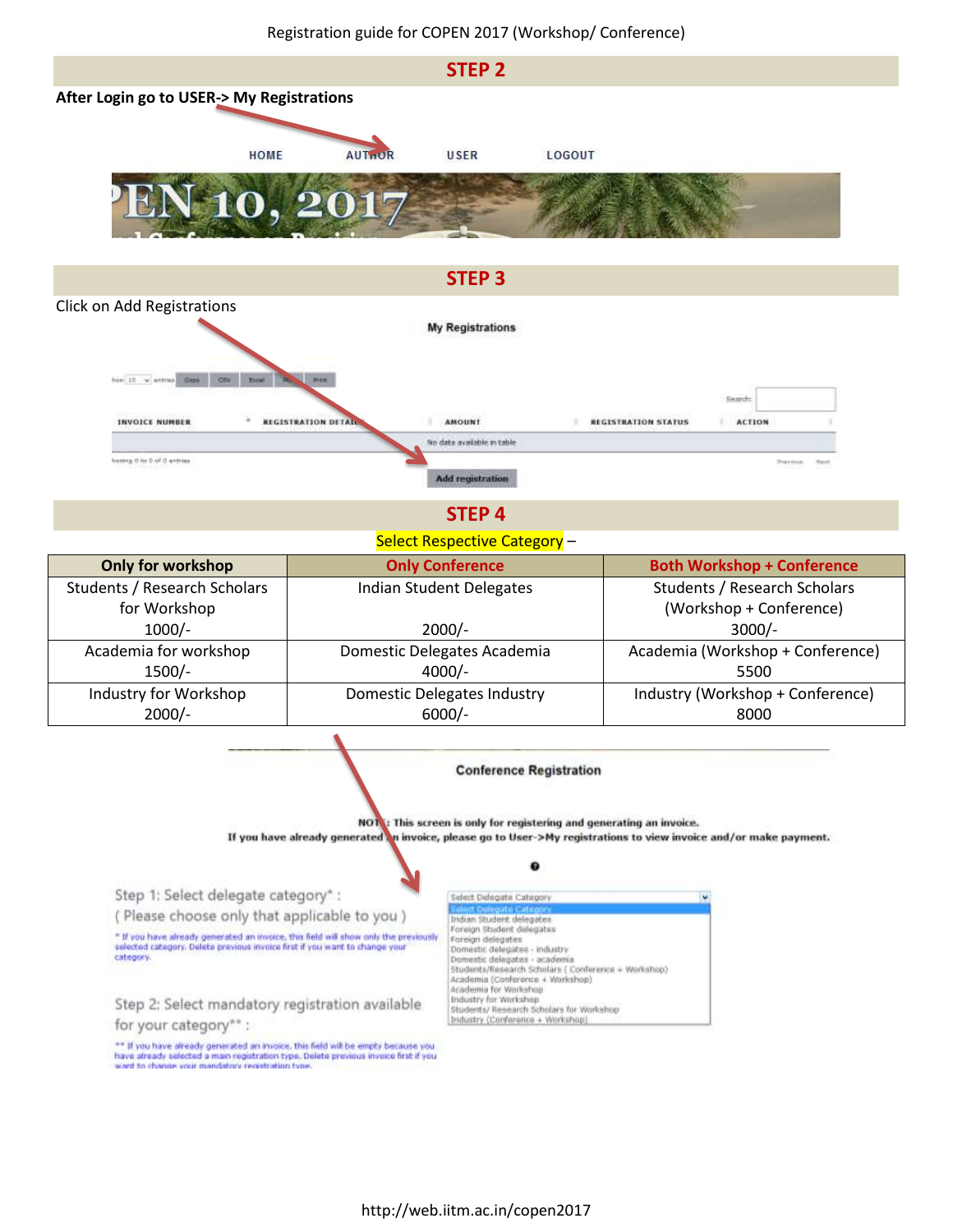Registration guide for COPEN 2017 (Workshop/ Conference)

## STEP 2

**After Login go to USER-> My Registrations**

HOME AUTHOR USER LOGOUT

## STEP 3

Click on Add Registrations

My Registrations

| INVOICE NUMBER | REGISTRATION DETAILS | AMOUNT | REGISTRATION STATUS | ACTION |
| --- | --- | --- | --- | --- |
| | | No data available in table | | |

Add registration

## STEP 4

Select Respective Category –

| Only for workshop | Only Conference | Both Workshop + Conference |
| --- | --- | --- |
| Students / Research Scholars for Workshop 1000/- | Indian Student Delegates 2000/- | Students / Research Scholars (Workshop + Conference) 3000/- |
| Academia for workshop 1500/- | Domestic Delegates Academia 4000/- | Academia (Workshop + Conference) 5500 |
| Industry for Workshop 2000/- | Domestic Delegates Industry 6000/- | Industry (Workshop + Conference) 8000 |

**Conference Registration**

**NOTE: This screen is only for registering and generating an invoice.**
**If you have already generated an invoice, please go to User->My registrations to view invoice and/or make payment.**

Step 1: Select delegate category* :
( Please choose only that applicable to you )

* If you have already generated an invoice, this field will show only the previously selected category. Delete previous invoice first if you want to change your category.

Step 2: Select mandatory registration available for your category** :

** If you have already generated an invoice, this field will be empty because you have already selected a main registration type. Delete previous invoice first if you want to change your mandatory registration type.

Select Delegate Category
- Indian Student delegates
- Foreign Student delegates
- Foreign delegates
- Domestic delegates - industry
- Domestic delegates - academia
- Students/Research Scholars ( Conference + Workshop)
- Academia (Conference + Workshop)
- Academia for Workshop
- Industry for Workshop
- Students/ Research Scholars for Workshop
- Industry (Conference + Workshop)

http://web.iitm.ac.in/copen2017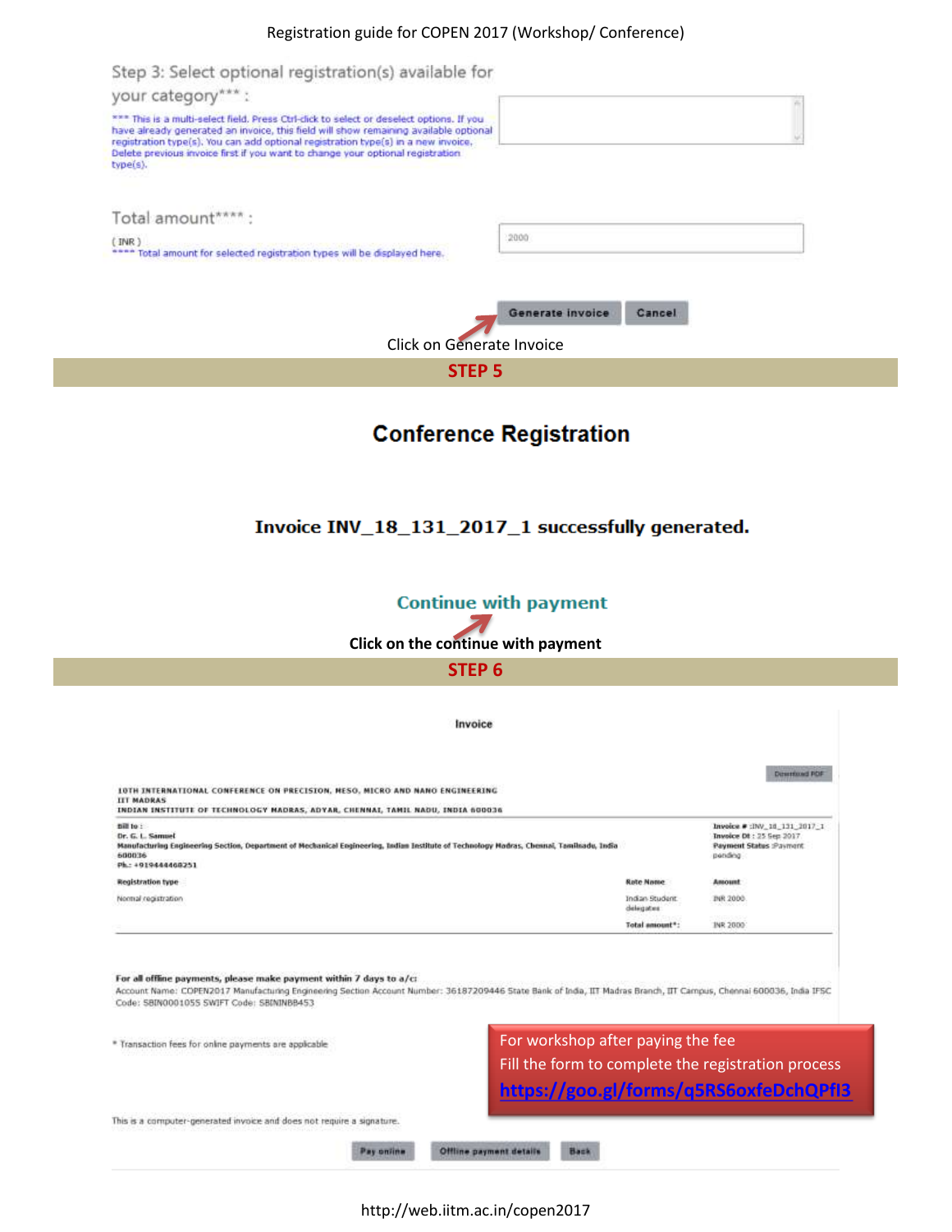Step 3: Select optional registration(s) available for your category*** :

*** This is a multi-select field. Press Ctrl-click to select or deselect options. If you have already generated an invoice, this field will show remaining available optional registration type(s). You can add optional registration type(s) in a new invoice. Delete previous invoice first if you want to change your optional registration type(s).

Total amount**** :

( INR )

**** Total amount for selected registration types will be displayed here.

2000

Generate invoice | Cancel

Click on Generate Invoice

## STEP 5

## Conference Registration

**Invoice INV_18_131_2017_1 successfully generated.**

**Continue with payment**

**Click on the continue with payment**

## STEP 6

Invoice

Download PDF

10TH INTERNATIONAL CONFERENCE ON PRECISION, MESO, MICRO AND NANO ENGINEERING
IIT MADRAS
INDIAN INSTITUTE OF TECHNOLOGY MADRAS, ADYAR, CHENNAI, TAMIL NADU, INDIA 600036

Bill to :
Dr. G. L. Samuel
Manufacturing Engineering Section, Department of Mechanical Engineering, Indian Institute of Technology Madras, Chennai, Tamilnadu, India 600036
Ph.: +919444468251

Invoice # :INV_18_131_2017_1
Invoice Dt : 25 Sep 2017
Payment Status :Payment pending

| Registration type | Rate Name | Amount |
|---|---|---|
| Normal registration | Indian Student delegates | INR 2000 |
| | Total amount*: | INR 2000 |

**For all offline payments, please make payment within 7 days to a/c:**
Account Name: COPEN2017 Manufacturing Engineering Section Account Number: 36187209446 State Bank of India, IIT Madras Branch, IIT Campus, Chennai 600036, India IFSC Code: SBIN0001055 SWIFT Code: SBININBB453

* Transaction fees for online payments are applicable

For workshop after paying the fee
Fill the form to complete the registration process
https://goo.gl/forms/q5RS6oxfeDchQPfI3

This is a computer-generated invoice and does not require a signature.

Pay online | Offline payment details | Back

http://web.iitm.ac.in/copen2017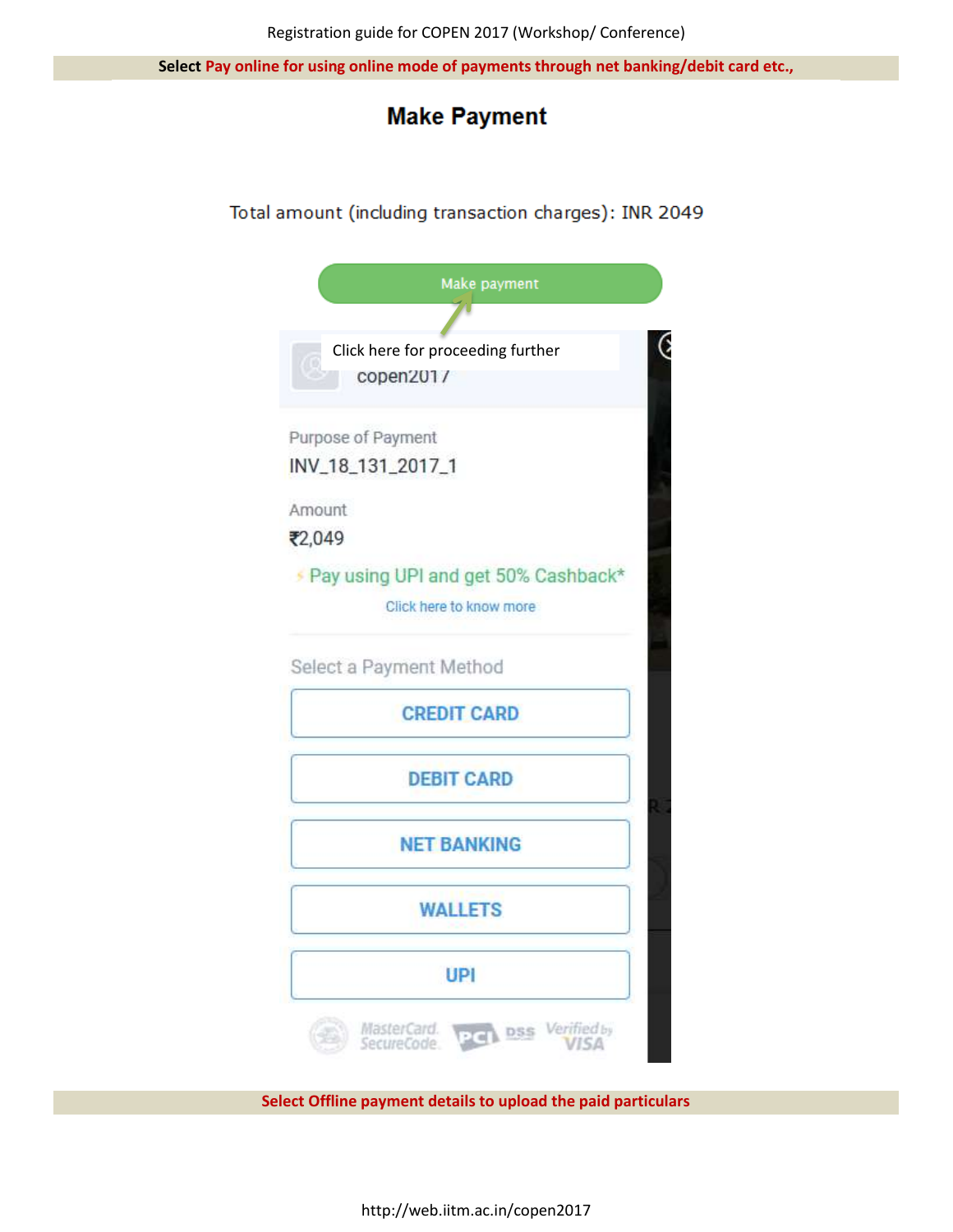**Select Pay online for using online mode of payments through net banking/debit card etc.,**

## Make Payment

Total amount (including transaction charges): INR 2049

Make payment

Click here for proceeding further

copen2017

Purpose of Payment

INV_18_131_2017_1

Amount

₹2,049

Pay using UPI and get 50% Cashback*

Click here to know more

Select a Payment Method

CREDIT CARD

DEBIT CARD

NET BANKING

WALLETS

UPI

MasterCard SecureCode. PCI DSS Verified by VISA

**Select Offline payment details to upload the paid particulars**

http://web.iitm.ac.in/copen2017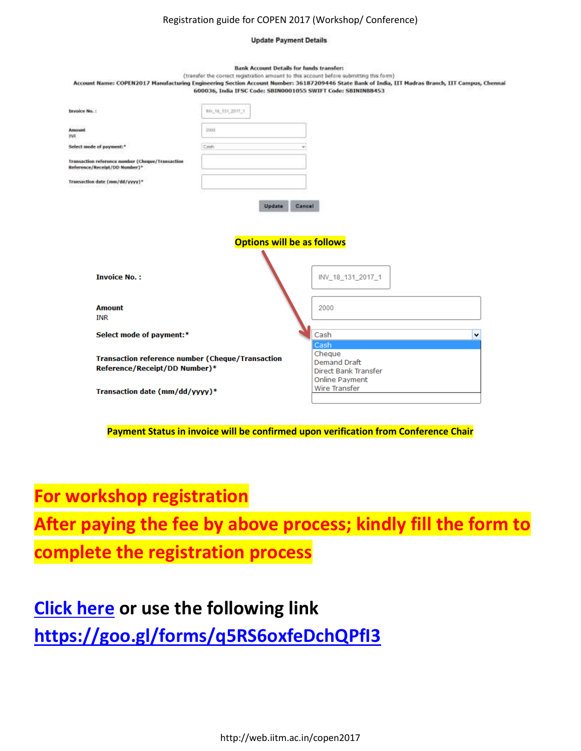Registration guide for COPEN 2017 (Workshop/ Conference)

## Update Payment Details

**Bank Account Details for funds transfer:**

(transfer the correct registration amount to this account before submitting this form)

**Account Name: COPEN2017 Manufacturing Engineering Section Account Number: 36187209446 State Bank of India, IIT Madras Branch, IIT Campus, Chennai 600036, India IFSC Code: SBIN0001055 SWIFT Code: SBININBB453**

| | |
|---|---|
| Invoice No. : | INV_18_131_2017_1 |
| Amount INR | 2000 |
| Select mode of payment:* | Cash |
| Transaction reference number (Cheque/Transaction Reference/Receipt/DD Number)* | |
| Transaction date (mm/dd/yyyy)* | |

Update Cancel

**Options will be as follows**

| | |
|---|---|
| **Invoice No. :** | INV_18_131_2017_1 |
| **Amount** INR | 2000 |
| **Select mode of payment:*** | Cash |
| **Transaction reference number (Cheque/Transaction Reference/Receipt/DD Number)*** | Cash<br>Cheque<br>Demand Draft<br>Direct Bank Transfer<br>Online Payment<br>Wire Transfer |
| **Transaction date (mm/dd/yyyy)*** | |

**Payment Status in invoice will be confirmed upon verification from Conference Chair**

## For workshop registration

## After paying the fee by above process; kindly fill the form to complete the registration process

**Click here or use the following link**

**https://goo.gl/forms/q5RS6oxfeDchQPfI3**

http://web.iitm.ac.in/copen2017